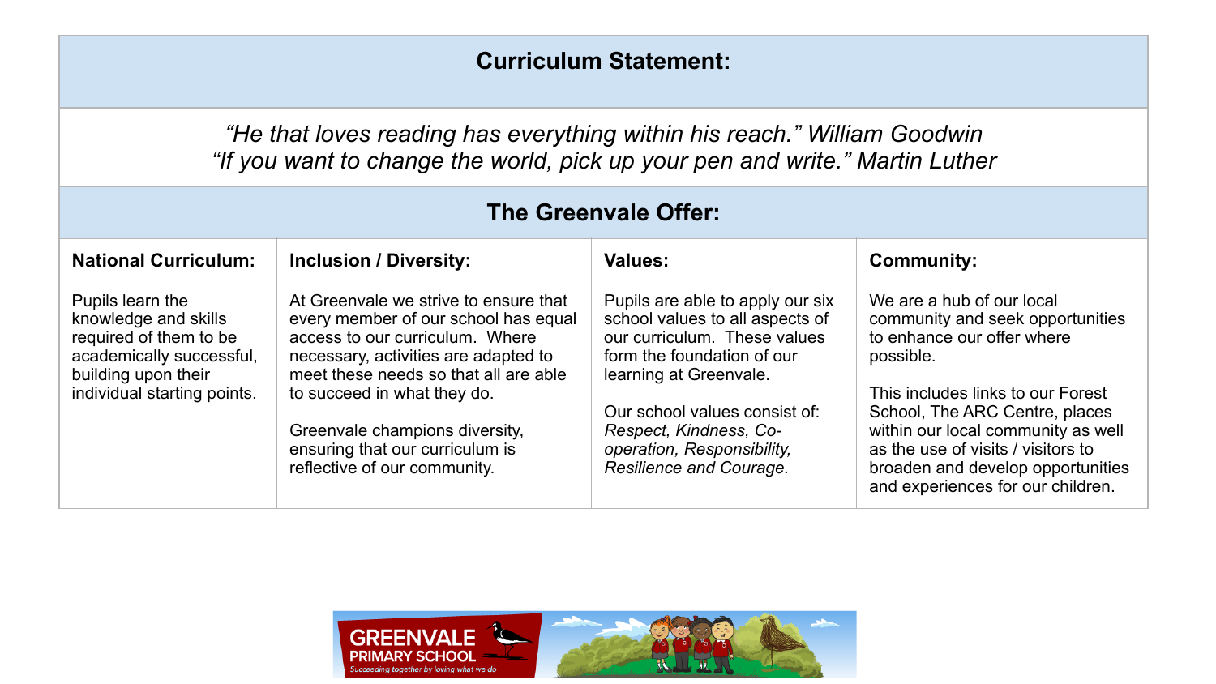## Curriculum Statement:

*“He that loves reading has everything within his reach.” William Goodwin*
*“If you want to change the world, pick up your pen and write.” Martin Luther*

## The Greenvale Offer:

| **National Curriculum:** | **Inclusion / Diversity:** | **Values:** | **Community:** |
|---|---|---|---|
| Pupils learn the knowledge and skills required of them to be academically successful, building upon their individual starting points. | At Greenvale we strive to ensure that every member of our school has equal access to our curriculum. Where necessary, activities are adapted to meet these needs so that all are able to succeed in what they do.<br><br>Greenvale champions diversity, ensuring that our curriculum is reflective of our community. | Pupils are able to apply our six school values to all aspects of our curriculum. These values form the foundation of our learning at Greenvale.<br><br>Our school values consist of: *Respect, Kindness, Co-operation, Responsibility, Resilience and Courage.* | We are a hub of our local community and seek opportunities to enhance our offer where possible.<br><br>This includes links to our Forest School, The ARC Centre, places within our local community as well as the use of visits / visitors to broaden and develop opportunities and experiences for our children. |

GREENVALE PRIMARY SCHOOL
Succeeding together by loving what we do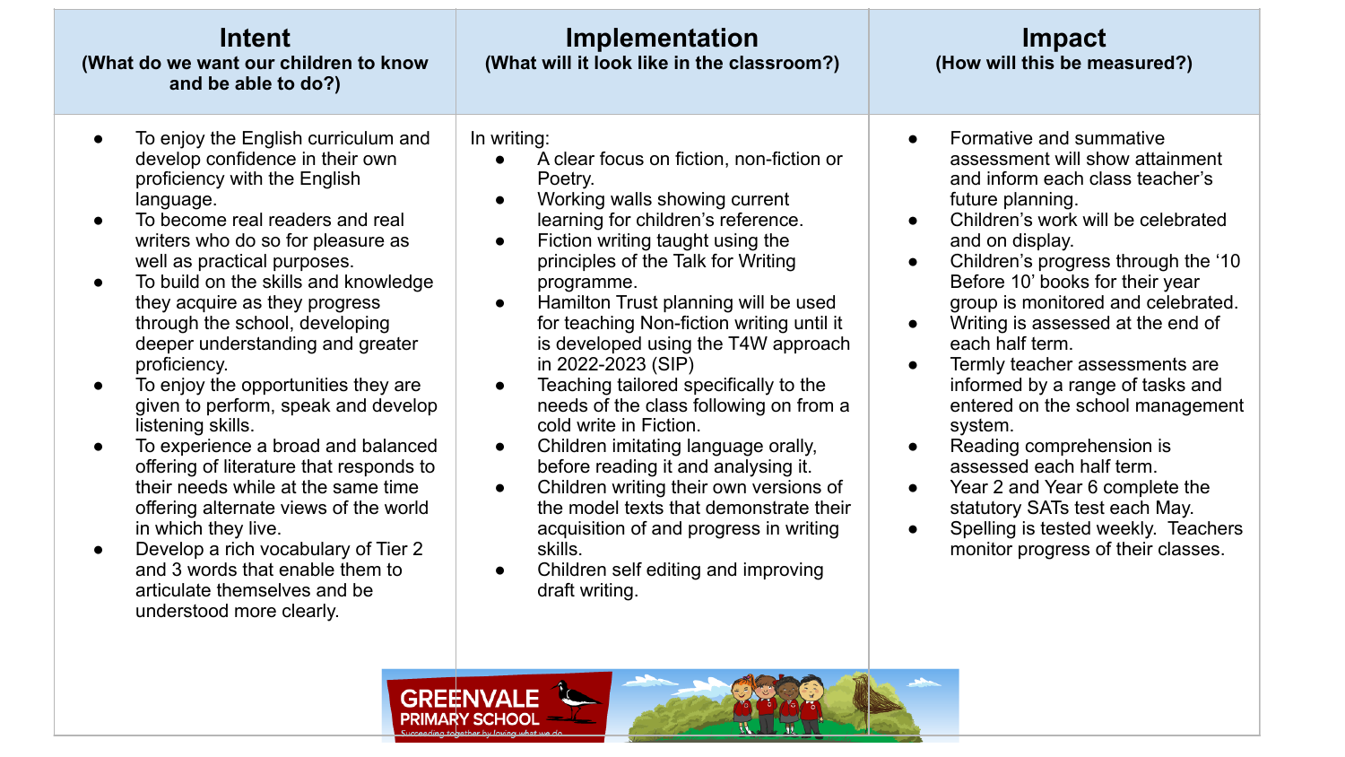| Intent (What do we want our children to know and be able to do?) | Implementation (What will it look like in the classroom?) | Impact (How will this be measured?) |
| --- | --- | --- |
| • To enjoy the English curriculum and develop confidence in their own proficiency with the English language.<br>• To become real readers and real writers who do so for pleasure as well as practical purposes.<br>• To build on the skills and knowledge they acquire as they progress through the school, developing deeper understanding and greater proficiency.<br>• To enjoy the opportunities they are given to perform, speak and develop listening skills.<br>• To experience a broad and balanced offering of literature that responds to their needs while at the same time offering alternate views of the world in which they live.<br>• Develop a rich vocabulary of Tier 2 and 3 words that enable them to articulate themselves and be understood more clearly. | In writing:<br>• A clear focus on fiction, non-fiction or Poetry.<br>• Working walls showing current learning for children's reference.<br>• Fiction writing taught using the principles of the Talk for Writing programme.<br>• Hamilton Trust planning will be used for teaching Non-fiction writing until it is developed using the T4W approach in 2022-2023 (SIP)<br>• Teaching tailored specifically to the needs of the class following on from a cold write in Fiction.<br>• Children imitating language orally, before reading it and analysing it.<br>• Children writing their own versions of the model texts that demonstrate their acquisition of and progress in writing skills.<br>• Children self editing and improving draft writing. | • Formative and summative assessment will show attainment and inform each class teacher's future planning.<br>• Children's work will be celebrated and on display.<br>• Children's progress through the '10 Before 10' books for their year group is monitored and celebrated.<br>• Writing is assessed at the end of each half term.<br>• Termly teacher assessments are informed by a range of tasks and entered on the school management system.<br>• Reading comprehension is assessed each half term.<br>• Year 2 and Year 6 complete the statutory SATs test each May.<br>• Spelling is tested weekly. Teachers monitor progress of their classes. |

GREENVALE PRIMARY SCHOOL
Succeeding together by loving what we do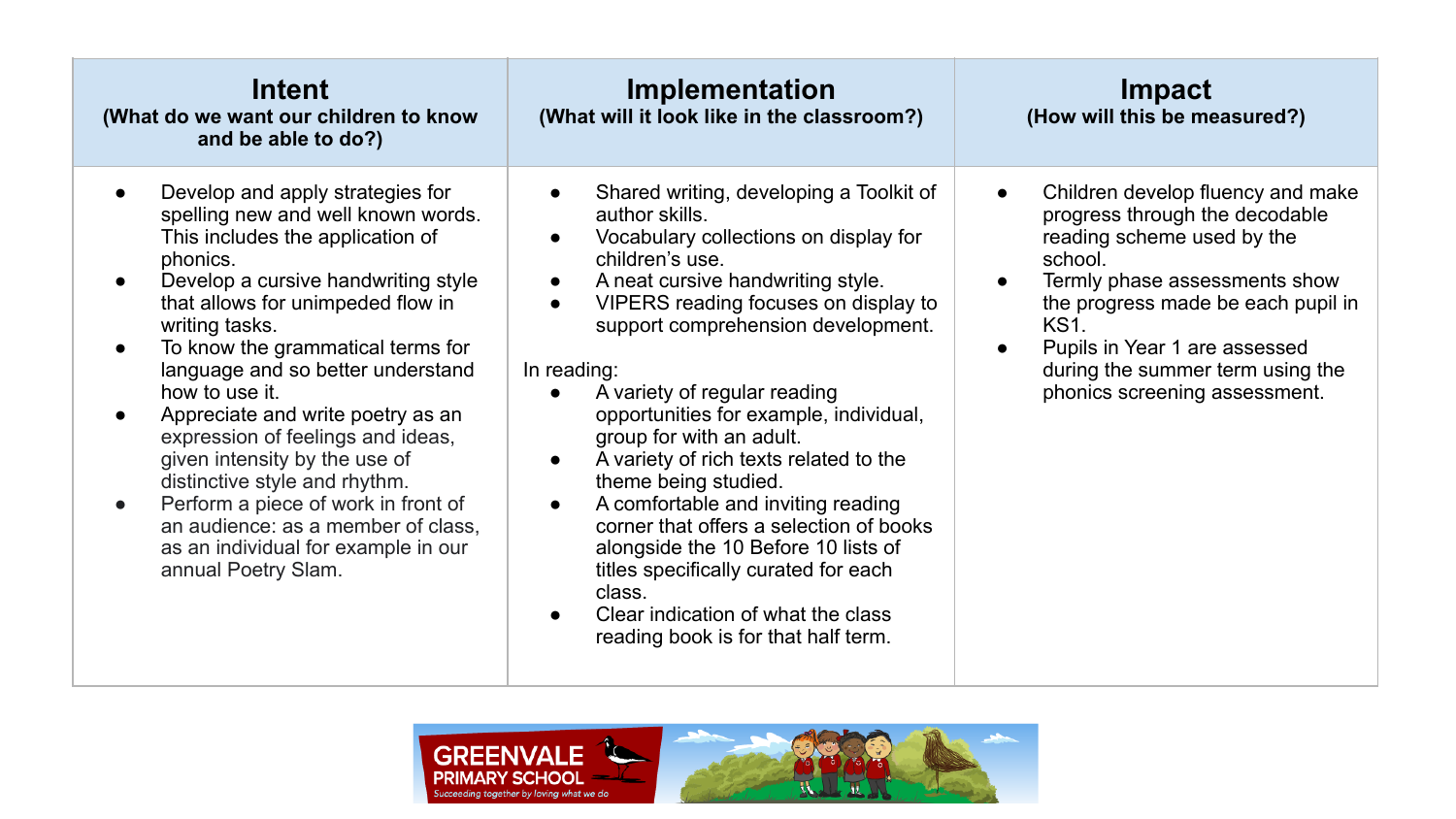| Intent (What do we want our children to know and be able to do?) | Implementation (What will it look like in the classroom?) | Impact (How will this be measured?) |
|---|---|---|
| • Develop and apply strategies for spelling new and well known words. This includes the application of phonics.<br>• Develop a cursive handwriting style that allows for unimpeded flow in writing tasks.<br>• To know the grammatical terms for language and so better understand how to use it.<br>• Appreciate and write poetry as an expression of feelings and ideas, given intensity by the use of distinctive style and rhythm.<br>• Perform a piece of work in front of an audience: as a member of class, as an individual for example in our annual Poetry Slam. | • Shared writing, developing a Toolkit of author skills.<br>• Vocabulary collections on display for children's use.<br>• A neat cursive handwriting style.<br>• VIPERS reading focuses on display to support comprehension development.<br><br>In reading:<br>• A variety of regular reading opportunities for example, individual, group for with an adult.<br>• A variety of rich texts related to the theme being studied.<br>• A comfortable and inviting reading corner that offers a selection of books alongside the 10 Before 10 lists of titles specifically curated for each class.<br>• Clear indication of what the class reading book is for that half term. | • Children develop fluency and make progress through the decodable reading scheme used by the school.<br>• Termly phase assessments show the progress made be each pupil in KS1.<br>• Pupils in Year 1 are assessed during the summer term using the phonics screening assessment. |

GREENVALE PRIMARY SCHOOL
Succeeding together by loving what we do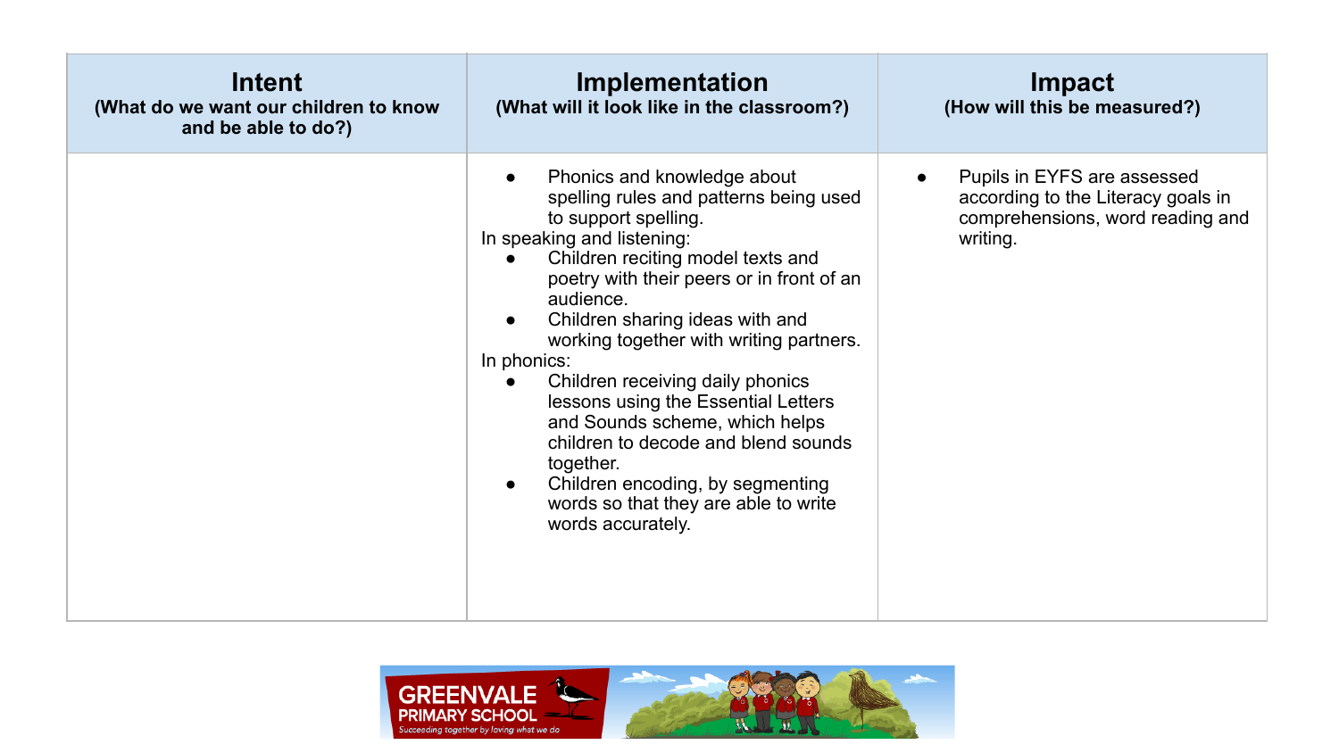| Intent (What do we want our children to know and be able to do?) | Implementation (What will it look like in the classroom?) | Impact (How will this be measured?) |
|---|---|---|
| | • Phonics and knowledge about spelling rules and patterns being used to support spelling.<br>In speaking and listening:<br>• Children reciting model texts and poetry with their peers or in front of an audience.<br>• Children sharing ideas with and working together with writing partners.<br>In phonics:<br>• Children receiving daily phonics lessons using the Essential Letters and Sounds scheme, which helps children to decode and blend sounds together.<br>• Children encoding, by segmenting words so that they are able to write words accurately. | • Pupils in EYFS are assessed according to the Literacy goals in comprehensions, word reading and writing. |

GREENVALE PRIMARY SCHOOL
Succeeding together by loving what we do